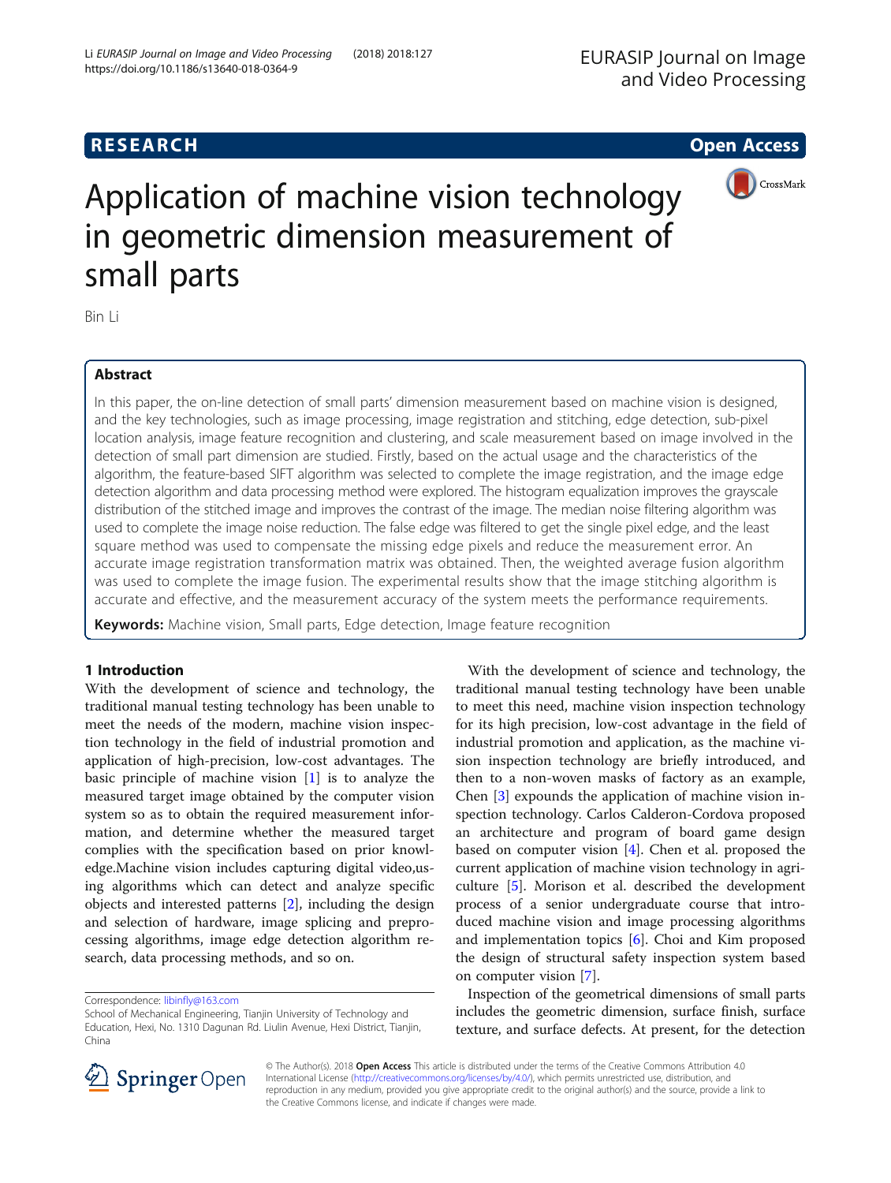RESEARCH

Open Access

# Application of machine vision technology in geometric dimension measurement of small parts

Bin Li

## Abstract

In this paper, the on-line detection of small parts' dimension measurement based on machine vision is designed, and the key technologies, such as image processing, image registration and stitching, edge detection, sub-pixel location analysis, image feature recognition and clustering, and scale measurement based on image involved in the detection of small part dimension are studied. Firstly, based on the actual usage and the characteristics of the algorithm, the feature-based SIFT algorithm was selected to complete the image registration, and the image edge detection algorithm and data processing method were explored. The histogram equalization improves the grayscale distribution of the stitched image and improves the contrast of the image. The median noise filtering algorithm was used to complete the image noise reduction. The false edge was filtered to get the single pixel edge, and the least square method was used to compensate the missing edge pixels and reduce the measurement error. An accurate image registration transformation matrix was obtained. Then, the weighted average fusion algorithm was used to complete the image fusion. The experimental results show that the image stitching algorithm is accurate and effective, and the measurement accuracy of the system meets the performance requirements.

**Keywords:** Machine vision, Small parts, Edge detection, Image feature recognition

## 1 Introduction

With the development of science and technology, the traditional manual testing technology has been unable to meet the needs of the modern, machine vision inspection technology in the field of industrial promotion and application of high-precision, low-cost advantages. The basic principle of machine vision [1] is to analyze the measured target image obtained by the computer vision system so as to obtain the required measurement information, and determine whether the measured target complies with the specification based on prior knowledge.Machine vision includes capturing digital video,using algorithms which can detect and analyze specific objects and interested patterns [2], including the design and selection of hardware, image splicing and preprocessing algorithms, image edge detection algorithm research, data processing methods, and so on.

With the development of science and technology, the traditional manual testing technology have been unable to meet this need, machine vision inspection technology for its high precision, low-cost advantage in the field of industrial promotion and application, as the machine vision inspection technology are briefly introduced, and then to a non-woven masks of factory as an example, Chen [3] expounds the application of machine vision inspection technology. Carlos Calderon-Cordova proposed an architecture and program of board game design based on computer vision [4]. Chen et al. proposed the current application of machine vision technology in agriculture [5]. Morison et al. described the development process of a senior undergraduate course that introduced machine vision and image processing algorithms and implementation topics [6]. Choi and Kim proposed the design of structural safety inspection system based on computer vision [7].

Inspection of the geometrical dimensions of small parts includes the geometric dimension, surface finish, surface texture, and surface defects. At present, for the detection

Correspondence: libinfly@163.com

School of Mechanical Engineering, Tianjin University of Technology and Education, Hexi, No. 1310 Dagunan Rd. Liulin Avenue, Hexi District, Tianjin, China

© The Author(s). 2018 **Open Access** This article is distributed under the terms of the Creative Commons Attribution 4.0 International License (http://creativecommons.org/licenses/by/4.0/), which permits unrestricted use, distribution, and reproduction in any medium, provided you give appropriate credit to the original author(s) and the source, provide a link to the Creative Commons license, and indicate if changes were made.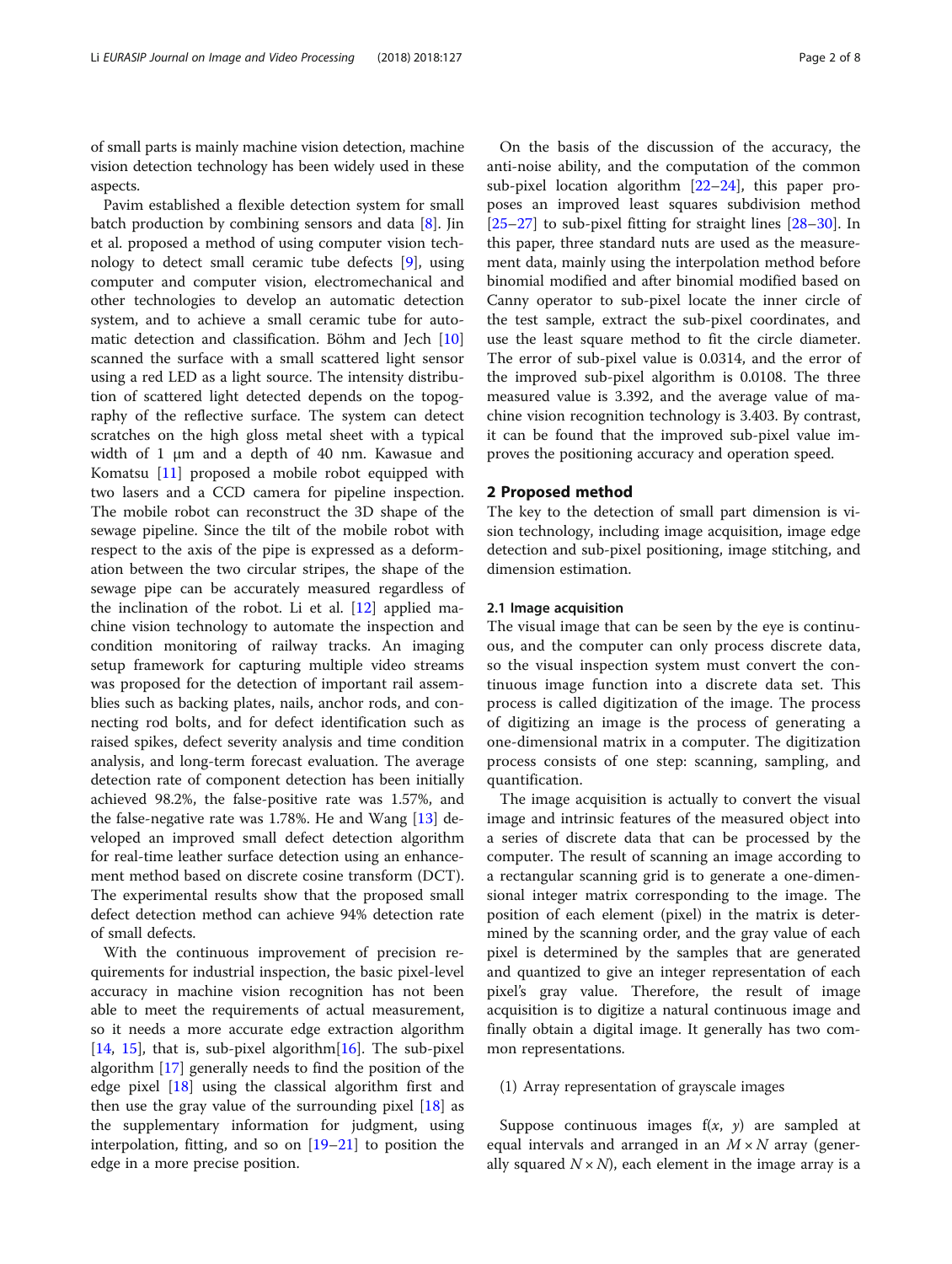of small parts is mainly machine vision detection, machine vision detection technology has been widely used in these aspects.

Pavim established a flexible detection system for small batch production by combining sensors and data [8]. Jin et al. proposed a method of using computer vision technology to detect small ceramic tube defects [9], using computer and computer vision, electromechanical and other technologies to develop an automatic detection system, and to achieve a small ceramic tube for automatic detection and classification. Böhm and Jech [10] scanned the surface with a small scattered light sensor using a red LED as a light source. The intensity distribution of scattered light detected depends on the topography of the reflective surface. The system can detect scratches on the high gloss metal sheet with a typical width of 1 μm and a depth of 40 nm. Kawasue and Komatsu [11] proposed a mobile robot equipped with two lasers and a CCD camera for pipeline inspection. The mobile robot can reconstruct the 3D shape of the sewage pipeline. Since the tilt of the mobile robot with respect to the axis of the pipe is expressed as a deformation between the two circular stripes, the shape of the sewage pipe can be accurately measured regardless of the inclination of the robot. Li et al. [12] applied machine vision technology to automate the inspection and condition monitoring of railway tracks. An imaging setup framework for capturing multiple video streams was proposed for the detection of important rail assemblies such as backing plates, nails, anchor rods, and connecting rod bolts, and for defect identification such as raised spikes, defect severity analysis and time condition analysis, and long-term forecast evaluation. The average detection rate of component detection has been initially achieved 98.2%, the false-positive rate was 1.57%, and the false-negative rate was 1.78%. He and Wang [13] developed an improved small defect detection algorithm for real-time leather surface detection using an enhancement method based on discrete cosine transform (DCT). The experimental results show that the proposed small defect detection method can achieve 94% detection rate of small defects.

With the continuous improvement of precision requirements for industrial inspection, the basic pixel-level accuracy in machine vision recognition has not been able to meet the requirements of actual measurement, so it needs a more accurate edge extraction algorithm [14, 15], that is, sub-pixel algorithm[16]. The sub-pixel algorithm [17] generally needs to find the position of the edge pixel [18] using the classical algorithm first and then use the gray value of the surrounding pixel [18] as the supplementary information for judgment, using interpolation, fitting, and so on [19–21] to position the edge in a more precise position.

On the basis of the discussion of the accuracy, the anti-noise ability, and the computation of the common sub-pixel location algorithm [22–24], this paper proposes an improved least squares subdivision method [25–27] to sub-pixel fitting for straight lines [28–30]. In this paper, three standard nuts are used as the measurement data, mainly using the interpolation method before binomial modified and after binomial modified based on Canny operator to sub-pixel locate the inner circle of the test sample, extract the sub-pixel coordinates, and use the least square method to fit the circle diameter. The error of sub-pixel value is 0.0314, and the error of the improved sub-pixel algorithm is 0.0108. The three measured value is 3.392, and the average value of machine vision recognition technology is 3.403. By contrast, it can be found that the improved sub-pixel value improves the positioning accuracy and operation speed.

## 2 Proposed method

The key to the detection of small part dimension is vision technology, including image acquisition, image edge detection and sub-pixel positioning, image stitching, and dimension estimation.

### 2.1 Image acquisition

The visual image that can be seen by the eye is continuous, and the computer can only process discrete data, so the visual inspection system must convert the continuous image function into a discrete data set. This process is called digitization of the image. The process of digitizing an image is the process of generating a one-dimensional matrix in a computer. The digitization process consists of one step: scanning, sampling, and quantification.

The image acquisition is actually to convert the visual image and intrinsic features of the measured object into a series of discrete data that can be processed by the computer. The result of scanning an image according to a rectangular scanning grid is to generate a one-dimensional integer matrix corresponding to the image. The position of each element (pixel) in the matrix is determined by the scanning order, and the gray value of each pixel is determined by the samples that are generated and quantized to give an integer representation of each pixel's gray value. Therefore, the result of image acquisition is to digitize a natural continuous image and finally obtain a digital image. It generally has two common representations.

(1) Array representation of grayscale images

Suppose continuous images $f(x, y)$ are sampled at equal intervals and arranged in an $M \times N$ array (generally squared $N \times N$), each element in the image array is a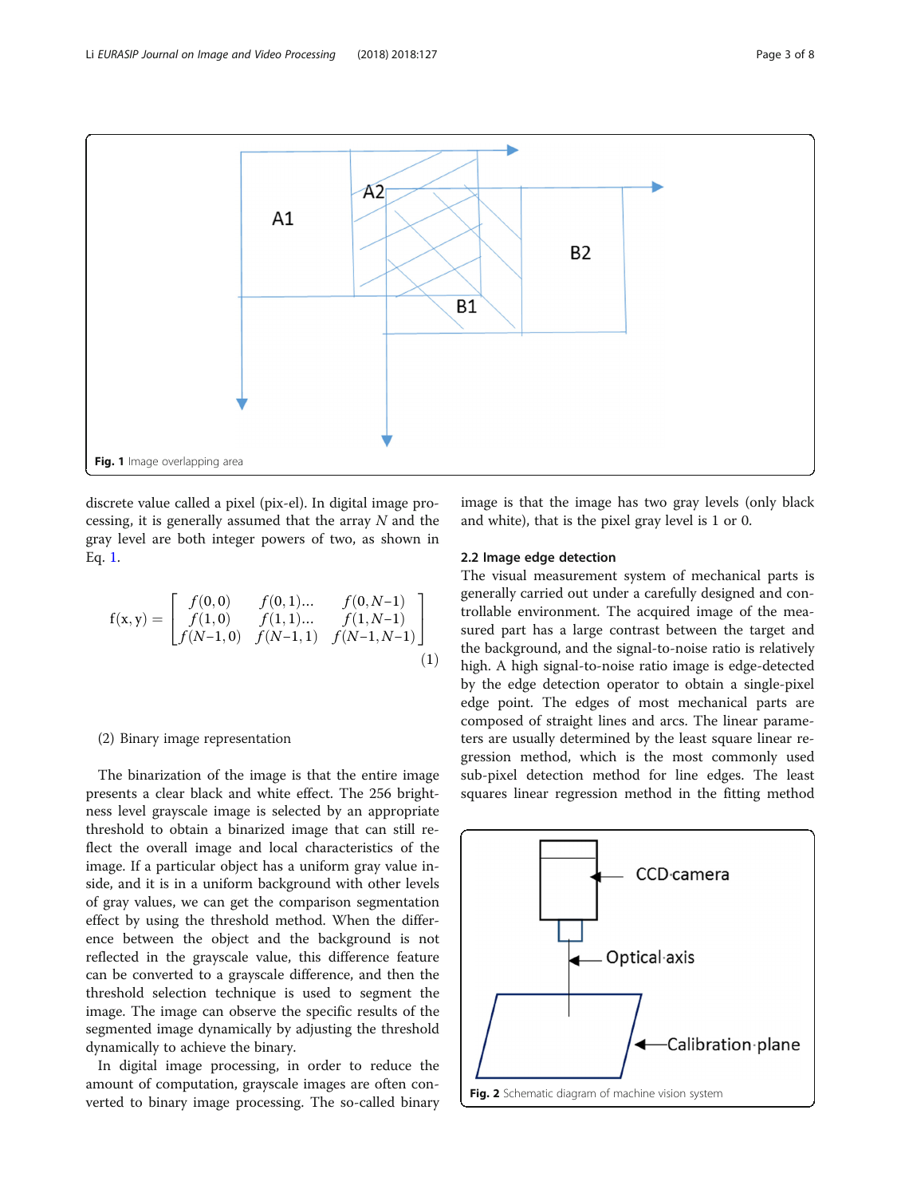Fig. 1 Image overlapping area

discrete value called a pixel (pix-el). In digital image processing, it is generally assumed that the array $N$ and the gray level are both integer powers of two, as shown in Eq. 1.

$$\mathrm{f}(\mathrm{x},\mathrm{y})=\begin{bmatrix} f(0,0) & f(0,1)\ldots & f(0,N-1) \\ f(1,0) & f(1,1)\ldots & f(1,N-1) \\ f(N-1,0) & f(N-1,1) & f(N-1,N-1) \end{bmatrix} \tag{1}$$

(2) Binary image representation

The binarization of the image is that the entire image presents a clear black and white effect. The 256 brightness level grayscale image is selected by an appropriate threshold to obtain a binarized image that can still reflect the overall image and local characteristics of the image. If a particular object has a uniform gray value inside, and it is in a uniform background with other levels of gray values, we can get the comparison segmentation effect by using the threshold method. When the difference between the object and the background is not reflected in the grayscale value, this difference feature can be converted to a grayscale difference, and then the threshold selection technique is used to segment the image. The image can observe the specific results of the segmented image dynamically by adjusting the threshold dynamically to achieve the binary.

In digital image processing, in order to reduce the amount of computation, grayscale images are often converted to binary image processing. The so-called binary image is that the image has two gray levels (only black and white), that is the pixel gray level is 1 or 0.

## 2.2 Image edge detection

The visual measurement system of mechanical parts is generally carried out under a carefully designed and controllable environment. The acquired image of the measured part has a large contrast between the target and the background, and the signal-to-noise ratio is relatively high. A high signal-to-noise ratio image is edge-detected by the edge detection operator to obtain a single-pixel edge point. The edges of most mechanical parts are composed of straight lines and arcs. The linear parameters are usually determined by the least square linear regression method, which is the most commonly used sub-pixel detection method for line edges. The least squares linear regression method in the fitting method

Fig. 2 Schematic diagram of machine vision system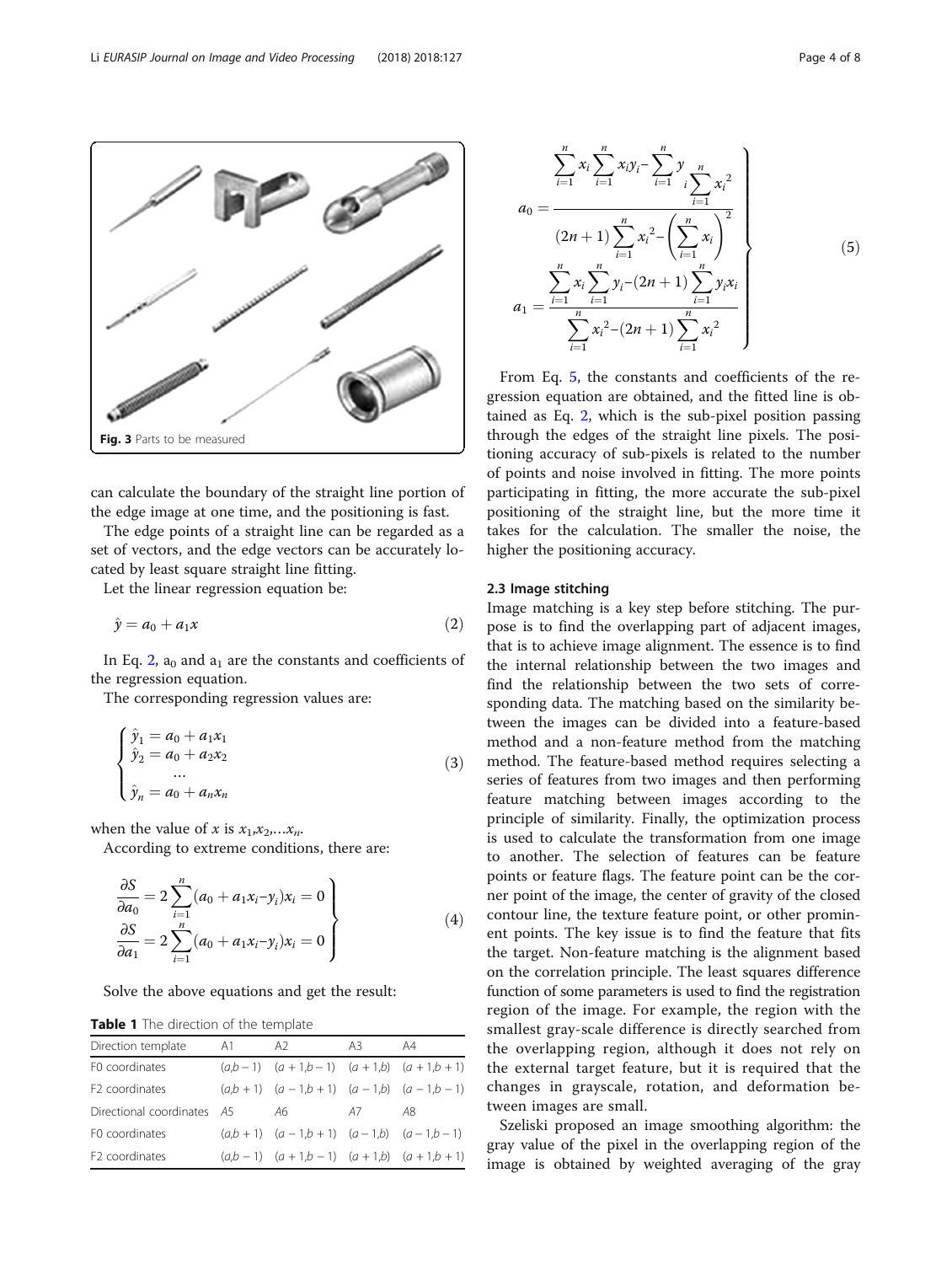Fig. 3 Parts to be measured

can calculate the boundary of the straight line portion of the edge image at one time, and the positioning is fast.

The edge points of a straight line can be regarded as a set of vectors, and the edge vectors can be accurately located by least square straight line fitting.

Let the linear regression equation be:

$$\hat{y} = a_0 + a_1 x \tag{2}$$

In Eq. 2, $a_0$ and $a_1$ are the constants and coefficients of the regression equation.

The corresponding regression values are:

$$\begin{cases} \hat{y}_1 = a_0 + a_1 x_1 \\ \hat{y}_2 = a_0 + a_2 x_2 \\ \quad \cdots \\ \hat{y}_n = a_0 + a_n x_n \end{cases} \tag{3}$$

when the value of $x$ is $x_1, x_2, \ldots x_n$.

According to extreme conditions, there are:

$$\left.\begin{aligned} \frac{\partial S}{\partial a_0} = 2\sum_{i=1}^{n}(a_0 + a_1 x_i - y_i)x_i = 0 \\ \frac{\partial S}{\partial a_1} = 2\sum_{i=1}^{n}(a_0 + a_1 x_i - y_i)x_i = 0 \end{aligned}\right\} \tag{4}$$

Solve the above equations and get the result:

Table 1 The direction of the template

| Direction template | A1 | A2 | A3 | A4 |
|---|---|---|---|---|
| F0 coordinates | $(a,b-1)$ | $(a+1,b-1)$ | $(a+1,b)$ | $(a+1,b+1)$ |
| F2 coordinates | $(a,b+1)$ | $(a-1,b+1)$ | $(a-1,b)$ | $(a-1,b-1)$ |
| Directional coordinates | A5 | A6 | A7 | A8 |
| F0 coordinates | $(a,b+1)$ | $(a-1,b+1)$ | $(a-1,b)$ | $(a-1,b-1)$ |
| F2 coordinates | $(a,b-1)$ | $(a+1,b-1)$ | $(a+1,b)$ | $(a+1,b+1)$ |

$$\left.\begin{aligned} a_0 &= \frac{\sum_{i=1}^{n} x_i \sum_{i=1}^{n} x_i y_i - \sum_{i=1}^{n} y_i \sum_{i=1}^{n} x_i^2}{(2n+1)\sum_{i=1}^{n} x_i^2 - \left(\sum_{i=1}^{n} x_i\right)^2} \\ a_1 &= \frac{\sum_{i=1}^{n} x_i \sum_{i=1}^{n} y_i - (2n+1)\sum_{i=1}^{n} y_i x_i}{\sum_{i=1}^{n} x_i^2 - (2n+1)\sum_{i=1}^{n} x_i^2} \end{aligned}\right\} \tag{5}$$

From Eq. 5, the constants and coefficients of the regression equation are obtained, and the fitted line is obtained as Eq. 2, which is the sub-pixel position passing through the edges of the straight line pixels. The positioning accuracy of sub-pixels is related to the number of points and noise involved in fitting. The more points participating in fitting, the more accurate the sub-pixel positioning of the straight line, but the more time it takes for the calculation. The smaller the noise, the higher the positioning accuracy.

### 2.3 Image stitching

Image matching is a key step before stitching. The purpose is to find the overlapping part of adjacent images, that is to achieve image alignment. The essence is to find the internal relationship between the two images and find the relationship between the two sets of corresponding data. The matching based on the similarity between the images can be divided into a feature-based method and a non-feature method from the matching method. The feature-based method requires selecting a series of features from two images and then performing feature matching between images according to the principle of similarity. Finally, the optimization process is used to calculate the transformation from one image to another. The selection of features can be feature points or feature flags. The feature point can be the corner point of the image, the center of gravity of the closed contour line, the texture feature point, or other prominent points. The key issue is to find the feature that fits the target. Non-feature matching is the alignment based on the correlation principle. The least squares difference function of some parameters is used to find the registration region of the image. For example, the region with the smallest gray-scale difference is directly searched from the overlapping region, although it does not rely on the external target feature, but it is required that the changes in grayscale, rotation, and deformation between images are small.

Szeliski proposed an image smoothing algorithm: the gray value of the pixel in the overlapping region of the image is obtained by weighted averaging of the gray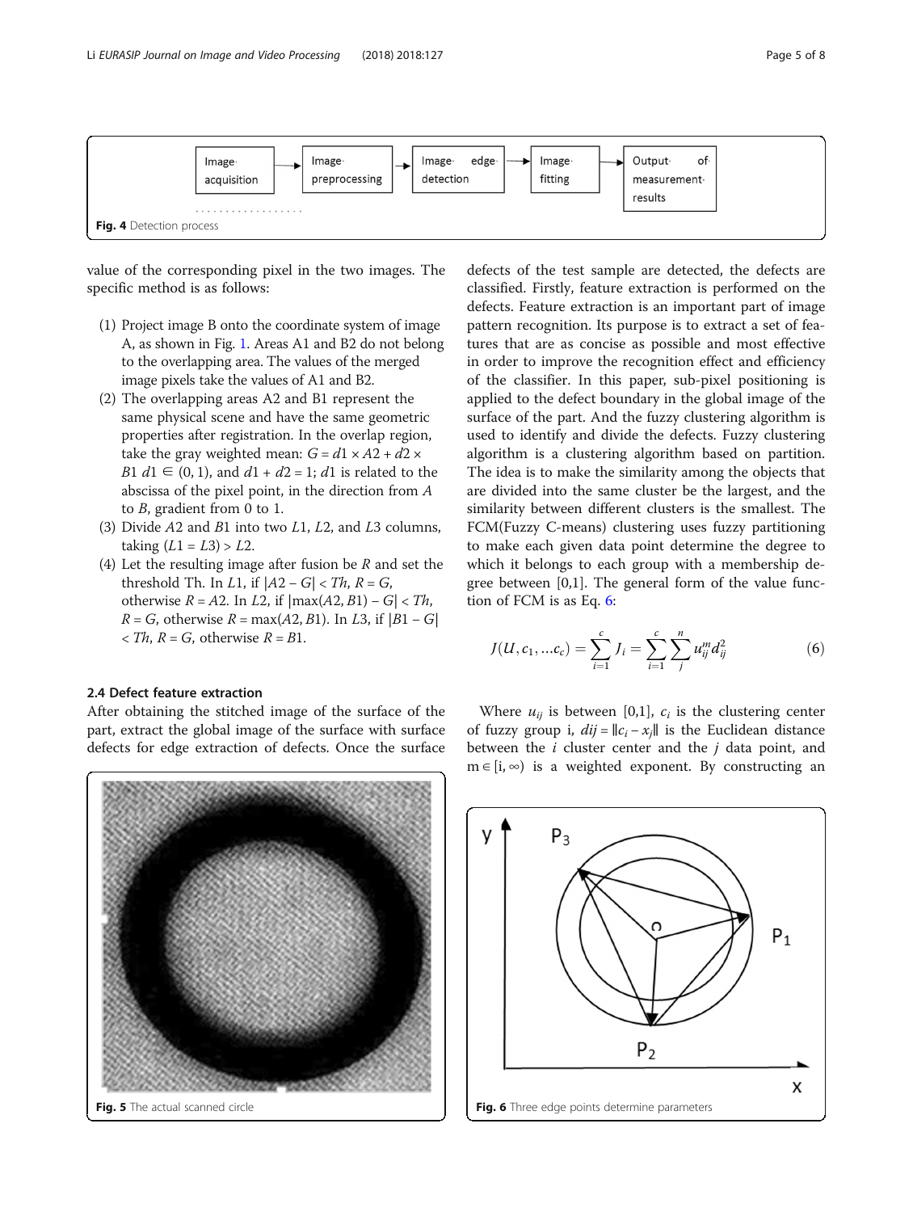Fig. 4 Detection process

value of the corresponding pixel in the two images. The specific method is as follows:

1. Project image B onto the coordinate system of image A, as shown in Fig. 1. Areas A1 and B2 do not belong to the overlapping area. The values of the merged image pixels take the values of A1 and B2.
2. The overlapping areas A2 and B1 represent the same physical scene and have the same geometric properties after registration. In the overlap region, take the gray weighted mean: $G = d1 \times A2 + d2 \times B1$ $d1 \in (0, 1)$, and $d1 + d2 = 1$; $d1$ is related to the abscissa of the pixel point, in the direction from $A$ to $B$, gradient from 0 to 1.
3. Divide $A2$ and $B1$ into two $L1$, $L2$, and $L3$ columns, taking $(L1 = L3) > L2$.
4. Let the resulting image after fusion be $R$ and set the threshold Th. In $L1$, if $|A2 - G| < Th$, $R = G$, otherwise $R = A2$. In $L2$, if $|\max(A2, B1) - G| < Th$, $R = G$, otherwise $R = \max(A2, B1)$. In $L3$, if $|B1 - G| < Th$, $R = G$, otherwise $R = B1$.

### 2.4 Defect feature extraction

After obtaining the stitched image of the surface of the part, extract the global image of the surface with surface defects for edge extraction of defects. Once the surface defects of the test sample are detected, the defects are classified. Firstly, feature extraction is performed on the defects. Feature extraction is an important part of image pattern recognition. Its purpose is to extract a set of features that are as concise as possible and most effective in order to improve the recognition effect and efficiency of the classifier. In this paper, sub-pixel positioning is applied to the defect boundary in the global image of the surface of the part. And the fuzzy clustering algorithm is used to identify and divide the defects. Fuzzy clustering algorithm is a clustering algorithm based on partition. The idea is to make the similarity among the objects that are divided into the same cluster be the largest, and the similarity between different clusters is the smallest. The FCM(Fuzzy C-means) clustering uses fuzzy partitioning to make each given data point determine the degree to which it belongs to each group with a membership degree between [0,1]. The general form of the value function of FCM is as Eq. 6:

$$J(U, c_1, \ldots c_c) = \sum_{i=1}^{c} J_i = \sum_{i=1}^{c} \sum_{j}^{n} u_{ij}^{m} d_{ij}^{2} \tag{6}$$

Where $u_{ij}$ is between [0,1], $c_i$ is the clustering center of fuzzy group i, $dij = \|c_i - x_j\|$ is the Euclidean distance between the $i$ cluster center and the $j$ data point, and $m \in [i, \infty)$ is a weighted exponent. By constructing an

Fig. 5 The actual scanned circle

Fig. 6 Three edge points determine parameters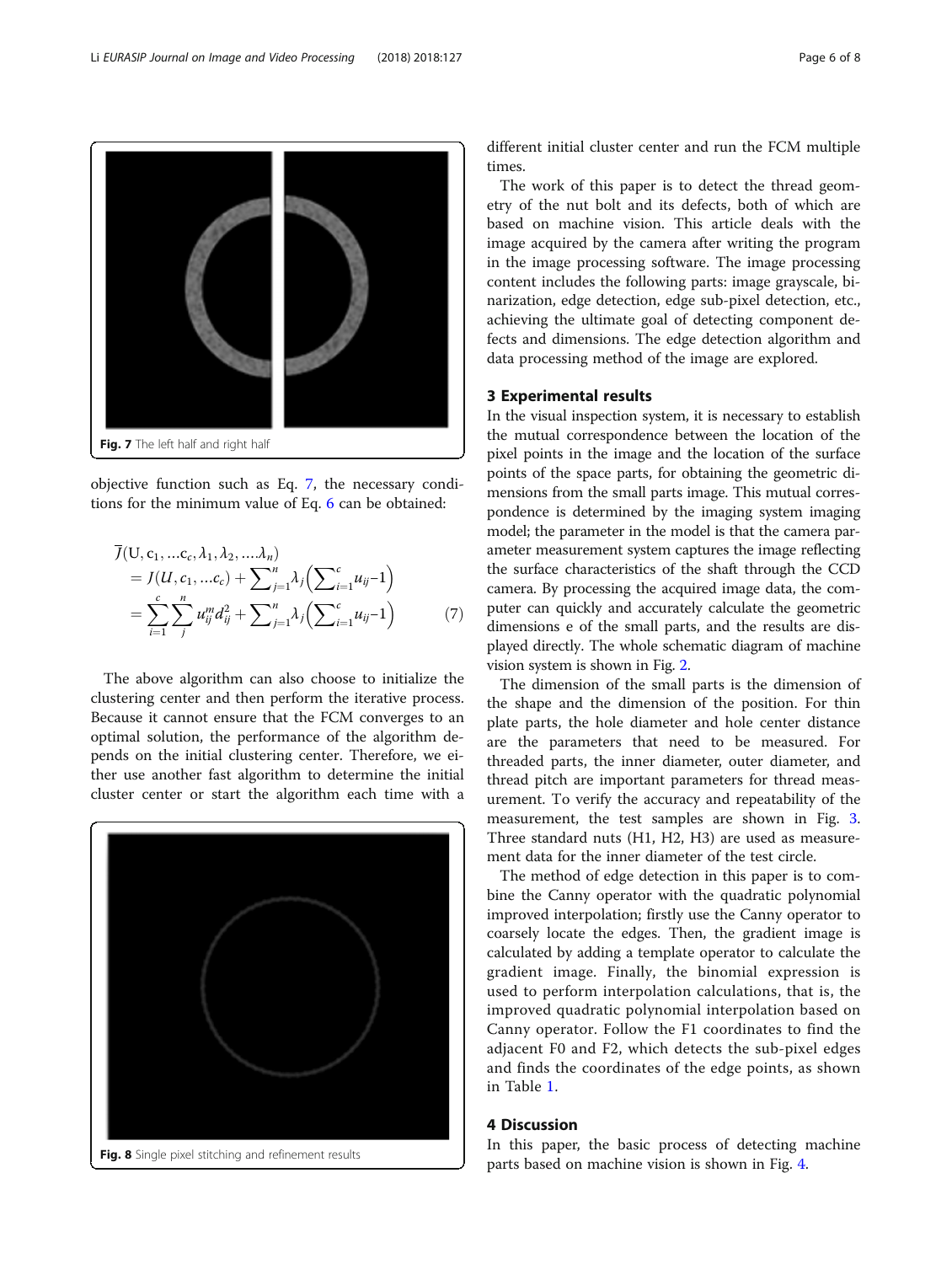Fig. 7 The left half and right half

objective function such as Eq. 7, the necessary conditions for the minimum value of Eq. 6 can be obtained:

$$
\begin{aligned}
\overline{J}(\mathrm{U}, \mathrm{c}_1, \ldots \mathrm{c}_c, \lambda_1, \lambda_2, \ldots \lambda_n) \\
= J(U, c_1, \ldots c_c) + \sum\nolimits_{j=1}^{n} \lambda_j \left( \sum\nolimits_{i=1}^{c} u_{ij} - 1 \right) \\
= \sum_{i=1}^{c} \sum_{j}^{n} u_{ij}^{m} d_{ij}^{2} + \sum\nolimits_{j=1}^{n} \lambda_j \left( \sum\nolimits_{i=1}^{c} u_{ij} - 1 \right)
\end{aligned}
\tag{7}
$$

The above algorithm can also choose to initialize the clustering center and then perform the iterative process. Because it cannot ensure that the FCM converges to an optimal solution, the performance of the algorithm depends on the initial clustering center. Therefore, we either use another fast algorithm to determine the initial cluster center or start the algorithm each time with a different initial cluster center and run the FCM multiple times.

Fig. 8 Single pixel stitching and refinement results

The work of this paper is to detect the thread geometry of the nut bolt and its defects, both of which are based on machine vision. This article deals with the image acquired by the camera after writing the program in the image processing software. The image processing content includes the following parts: image grayscale, binarization, edge detection, edge sub-pixel detection, etc., achieving the ultimate goal of detecting component defects and dimensions. The edge detection algorithm and data processing method of the image are explored.

## 3 Experimental results

In the visual inspection system, it is necessary to establish the mutual correspondence between the location of the pixel points in the image and the location of the surface points of the space parts, for obtaining the geometric dimensions from the small parts image. This mutual correspondence is determined by the imaging system imaging model; the parameter in the model is that the camera parameter measurement system captures the image reflecting the surface characteristics of the shaft through the CCD camera. By processing the acquired image data, the computer can quickly and accurately calculate the geometric dimensions e of the small parts, and the results are displayed directly. The whole schematic diagram of machine vision system is shown in Fig. 2.

The dimension of the small parts is the dimension of the shape and the dimension of the position. For thin plate parts, the hole diameter and hole center distance are the parameters that need to be measured. For threaded parts, the inner diameter, outer diameter, and thread pitch are important parameters for thread measurement. To verify the accuracy and repeatability of the measurement, the test samples are shown in Fig. 3. Three standard nuts (H1, H2, H3) are used as measurement data for the inner diameter of the test circle.

The method of edge detection in this paper is to combine the Canny operator with the quadratic polynomial improved interpolation; firstly use the Canny operator to coarsely locate the edges. Then, the gradient image is calculated by adding a template operator to calculate the gradient image. Finally, the binomial expression is used to perform interpolation calculations, that is, the improved quadratic polynomial interpolation based on Canny operator. Follow the F1 coordinates to find the adjacent F0 and F2, which detects the sub-pixel edges and finds the coordinates of the edge points, as shown in Table 1.

## 4 Discussion

In this paper, the basic process of detecting machine parts based on machine vision is shown in Fig. 4.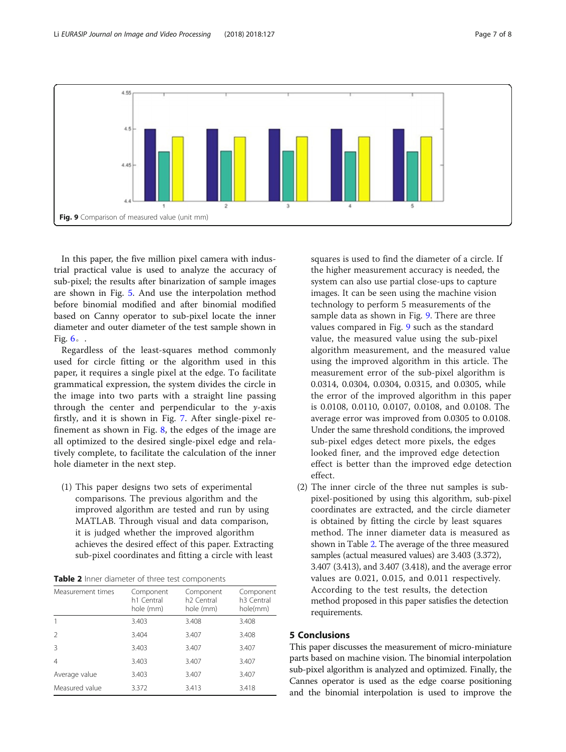Fig. 9 Comparison of measured value (unit mm)

In this paper, the five million pixel camera with industrial practical value is used to analyze the accuracy of sub-pixel; the results after binarization of sample images are shown in Fig. 5. And use the interpolation method before binomial modified and after binomial modified based on Canny operator to sub-pixel locate the inner diameter and outer diameter of the test sample shown in Fig. 6。.

Regardless of the least-squares method commonly used for circle fitting or the algorithm used in this paper, it requires a single pixel at the edge. To facilitate grammatical expression, the system divides the circle in the image into two parts with a straight line passing through the center and perpendicular to the $y$-axis firstly, and it is shown in Fig. 7. After single-pixel refinement as shown in Fig. 8, the edges of the image are all optimized to the desired single-pixel edge and relatively complete, to facilitate the calculation of the inner hole diameter in the next step.

(1) This paper designs two sets of experimental comparisons. The previous algorithm and the improved algorithm are tested and run by using MATLAB. Through visual and data comparison, it is judged whether the improved algorithm achieves the desired effect of this paper. Extracting sub-pixel coordinates and fitting a circle with least squares is used to find the diameter of a circle. If the higher measurement accuracy is needed, the system can also use partial close-ups to capture images. It can be seen using the machine vision technology to perform 5 measurements of the sample data as shown in Fig. 9. There are three values compared in Fig. 9 such as the standard value, the measured value using the sub-pixel algorithm measurement, and the measured value using the improved algorithm in this article. The measurement error of the sub-pixel algorithm is 0.0314, 0.0304, 0.0304, 0.0315, and 0.0305, while the error of the improved algorithm in this paper is 0.0108, 0.0110, 0.0107, 0.0108, and 0.0108. The average error was improved from 0.0305 to 0.0108. Under the same threshold conditions, the improved sub-pixel edges detect more pixels, the edges looked finer, and the improved edge detection effect is better than the improved edge detection effect.

(2) The inner circle of the three nut samples is sub-pixel-positioned by using this algorithm, sub-pixel coordinates are extracted, and the circle diameter is obtained by fitting the circle by least squares method. The inner diameter data is measured as shown in Table 2. The average of the three measured samples (actual measured values) are 3.403 (3.372), 3.407 (3.413), and 3.407 (3.418), and the average error values are 0.021, 0.015, and 0.011 respectively. According to the test results, the detection method proposed in this paper satisfies the detection requirements.

**Table 2** Inner diameter of three test components

| Measurement times | Component h1 Central hole (mm) | Component h2 Central hole (mm) | Component h3 Central hole(mm) |
|---|---|---|---|
| 1 | 3.403 | 3.408 | 3.408 |
| 2 | 3.404 | 3.407 | 3.408 |
| 3 | 3.403 | 3.407 | 3.407 |
| 4 | 3.403 | 3.407 | 3.407 |
| Average value | 3.403 | 3.407 | 3.407 |
| Measured value | 3.372 | 3.413 | 3.418 |

## 5 Conclusions

This paper discusses the measurement of micro-miniature parts based on machine vision. The binomial interpolation sub-pixel algorithm is analyzed and optimized. Finally, the Cannes operator is used as the edge coarse positioning and the binomial interpolation is used to improve the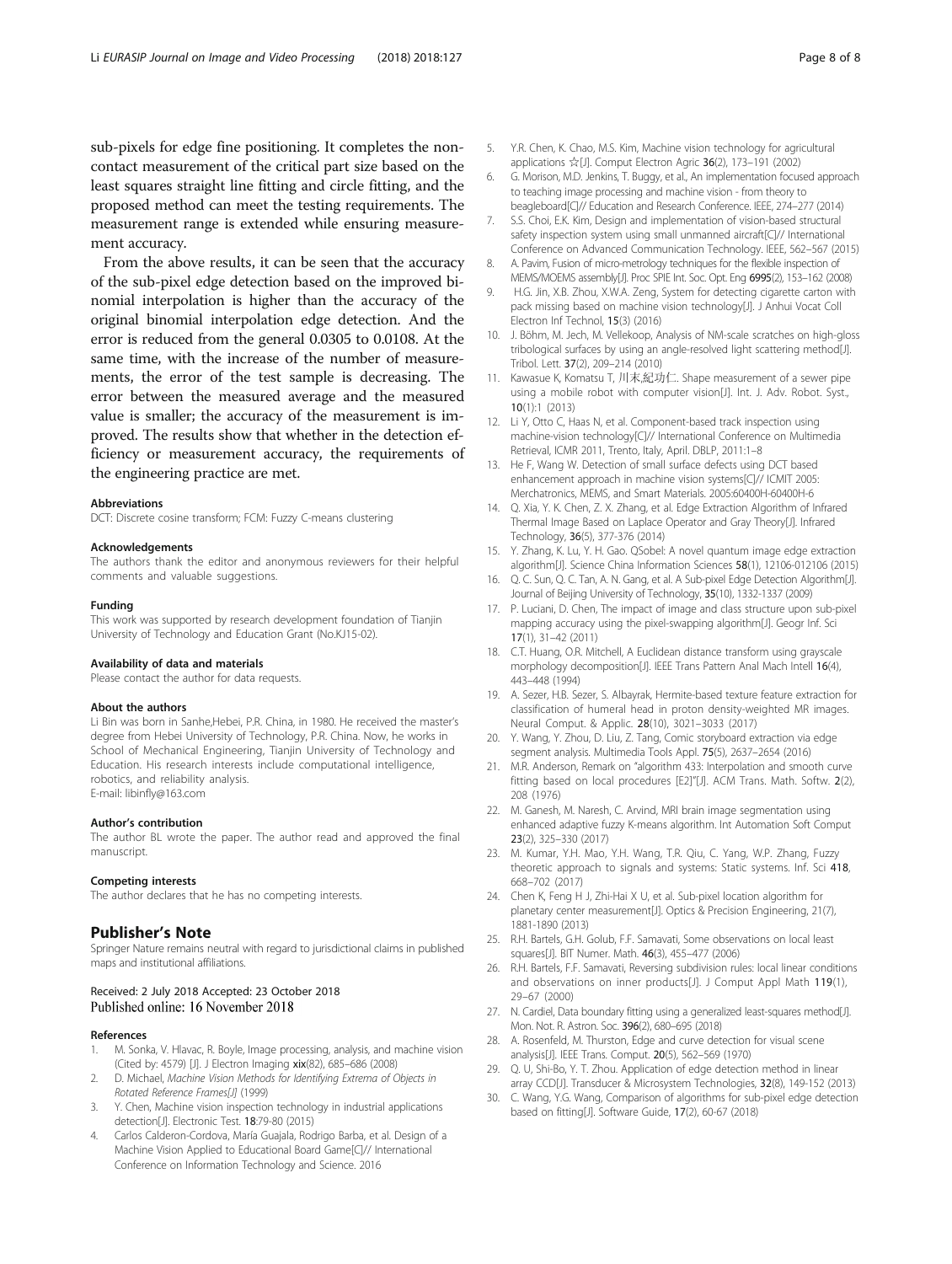sub-pixels for edge fine positioning. It completes the non-contact measurement of the critical part size based on the least squares straight line fitting and circle fitting, and the proposed method can meet the testing requirements. The measurement range is extended while ensuring measurement accuracy.

From the above results, it can be seen that the accuracy of the sub-pixel edge detection based on the improved binomial interpolation is higher than the accuracy of the original binomial interpolation edge detection. And the error is reduced from the general 0.0305 to 0.0108. At the same time, with the increase of the number of measurements, the error of the test sample is decreasing. The error between the measured average and the measured value is smaller; the accuracy of the measurement is improved. The results show that whether in the detection efficiency or measurement accuracy, the requirements of the engineering practice are met.

#### Abbreviations

DCT: Discrete cosine transform; FCM: Fuzzy C-means clustering

#### Acknowledgements

The authors thank the editor and anonymous reviewers for their helpful comments and valuable suggestions.

#### Funding

This work was supported by research development foundation of Tianjin University of Technology and Education Grant (No.KJ15-02).

#### Availability of data and materials

Please contact the author for data requests.

#### About the authors

Li Bin was born in Sanhe,Hebei, P.R. China, in 1980. He received the master's degree from Hebei University of Technology, P.R. China. Now, he works in School of Mechanical Engineering, Tianjin University of Technology and Education. His research interests include computational intelligence, robotics, and reliability analysis.
E-mail: libinfly@163.com

#### Author's contribution

The author BL wrote the paper. The author read and approved the final manuscript.

#### Competing interests

The author declares that he has no competing interests.

## Publisher's Note

Springer Nature remains neutral with regard to jurisdictional claims in published maps and institutional affiliations.

Received: 2 July 2018 Accepted: 23 October 2018
Published online: 16 November 2018

#### References

1. M. Sonka, V. Hlavac, R. Boyle, Image processing, analysis, and machine vision (Cited by: 4579) [J]. J Electron Imaging **xix**(82), 685–686 (2008)
2. D. Michael, *Machine Vision Methods for Identifying Extrema of Objects in Rotated Reference Frames[J]* (1999)
3. Y. Chen, Machine vision inspection technology in industrial applications detection[J]. Electronic Test. **18**:79-80 (2015)
4. Carlos Calderon-Cordova, María Guajala, Rodrigo Barba, et al. Design of a Machine Vision Applied to Educational Board Game[C]// International Conference on Information Technology and Science. 2016
5. Y.R. Chen, K. Chao, M.S. Kim, Machine vision technology for agricultural applications ☆[J]. Comput Electron Agric **36**(2), 173–191 (2002)
6. G. Morison, M.D. Jenkins, T. Buggy, et al., An implementation focused approach to teaching image processing and machine vision - from theory to beagleboard[C]// Education and Research Conference. IEEE, 274–277 (2014)
7. S.S. Choi, E.K. Kim, Design and implementation of vision-based structural safety inspection system using small unmanned aircraft[C]// International Conference on Advanced Communication Technology. IEEE, 562–567 (2015)
8. A. Pavim, Fusion of micro-metrology techniques for the flexible inspection of MEMS/MOEMS assembly[J]. Proc SPIE Int. Soc. Opt. Eng **6995**(2), 153–162 (2008)
9. H.G. Jin, X.B. Zhou, X.W.A. Zeng, System for detecting cigarette carton with pack missing based on machine vision technology[J]. J Anhui Vocat Coll Electron Inf Technol, **15**(3) (2016)
10. J. Böhm, M. Jech, M. Vellekoop, Analysis of NM-scale scratches on high-gloss tribological surfaces by using an angle-resolved light scattering method[J]. Tribol. Lett. **37**(2), 209–214 (2010)
11. Kawasue K, Komatsu T, 川末紀功仁. Shape measurement of a sewer pipe using a mobile robot with computer vision[J]. Int. J. Adv. Robot. Syst., **10**(1):1 (2013)
12. Li Y, Otto C, Haas N, et al. Component-based track inspection using machine-vision technology[C]// International Conference on Multimedia Retrieval, ICMR 2011, Trento, Italy, April. DBLP, 2011:1–8
13. He F, Wang W. Detection of small surface defects using DCT based enhancement approach in machine vision systems[C]// ICMIT 2005: Merchatronics, MEMS, and Smart Materials. 2005:60400H-60400H-6
14. Q. Xia, Y. K. Chen, Z. X. Zhang, et al. Edge Extraction Algorithm of Infrared Thermal Image Based on Laplace Operator and Gray Theory[J]. Infrared Technology, **36**(5), 377-376 (2014)
15. Y. Zhang, K. Lu, Y. H. Gao. QSobel: A novel quantum image edge extraction algorithm[J]. Science China Information Sciences **58**(1), 12106-012106 (2015)
16. Q. C. Sun, Q. C. Tan, A. N. Gang, et al. A Sub-pixel Edge Detection Algorithm[J]. Journal of Beijing University of Technology, **35**(10), 1332-1337 (2009)
17. P. Luciani, D. Chen, The impact of image and class structure upon sub-pixel mapping accuracy using the pixel-swapping algorithm[J]. Geogr Inf. Sci **17**(1), 31–42 (2011)
18. C.T. Huang, O.R. Mitchell, A Euclidean distance transform using grayscale morphology decomposition[J]. IEEE Trans Pattern Anal Mach Intell **16**(4), 443–448 (1994)
19. A. Sezer, H.B. Sezer, S. Albayrak, Hermite-based texture feature extraction for classification of humeral head in proton density-weighted MR images. Neural Comput. & Applic. **28**(10), 3021–3033 (2017)
20. Y. Wang, Y. Zhou, D. Liu, Z. Tang, Comic storyboard extraction via edge segment analysis. Multimedia Tools Appl. **75**(5), 2637–2654 (2016)
21. M.R. Anderson, Remark on "algorithm 433: Interpolation and smooth curve fitting based on local procedures [E2]"[J]. ACM Trans. Math. Softw. **2**(2), 208 (1976)
22. M. Ganesh, M. Naresh, C. Arvind, MRI brain image segmentation using enhanced adaptive fuzzy K-means algorithm. Int Automation Soft Comput **23**(2), 325–330 (2017)
23. M. Kumar, Y.H. Mao, Y.H. Wang, T.R. Qiu, C. Yang, W.P. Zhang, Fuzzy theoretic approach to signals and systems: Static systems. Inf. Sci **418**, 668–702 (2017)
24. Chen K, Feng H J, Zhi-Hai X U, et al. Sub-pixel location algorithm for planetary center measurement[J]. Optics & Precision Engineering, 21(7), 1881-1890 (2013)
25. R.H. Bartels, G.H. Golub, F.F. Samavati, Some observations on local least squares[J]. BIT Numer. Math. **46**(3), 455–477 (2006)
26. R.H. Bartels, F.F. Samavati, Reversing subdivision rules: local linear conditions and observations on inner products[J]. J Comput Appl Math **119**(1), 29–67 (2000)
27. N. Cardiel, Data boundary fitting using a generalized least-squares method[J]. Mon. Not. R. Astron. Soc. **396**(2), 680–695 (2018)
28. A. Rosenfeld, M. Thurston, Edge and curve detection for visual scene analysis[J]. IEEE Trans. Comput. **20**(5), 562–569 (1970)
29. Q. U, Shi-Bo, Y. T. Zhou. Application of edge detection method in linear array CCD[J]. Transducer & Microsystem Technologies, **32**(8), 149-152 (2013)
30. C. Wang, Y.G. Wang, Comparison of algorithms for sub-pixel edge detection based on fitting[J]. Software Guide, **17**(2), 60-67 (2018)